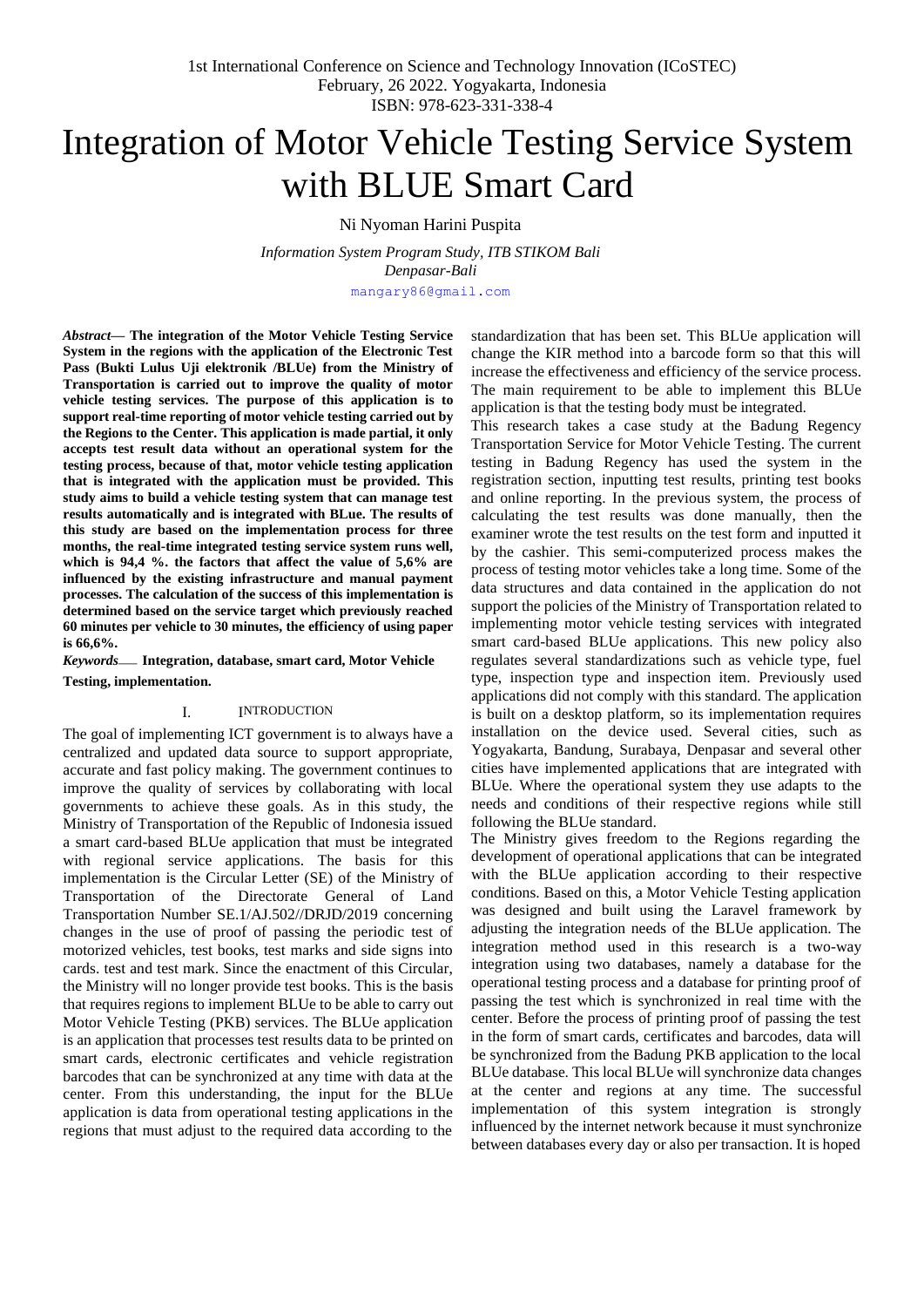# Integration of Motor Vehicle Testing Service System with BLUE Smart Card

Ni Nyoman Harini Puspita

*Information System Program Study, ITB STIKOM Bali*
*Denpasar-Bali*
mangary86@gmail.com

***Abstract*— The integration of the Motor Vehicle Testing Service System in the regions with the application of the Electronic Test Pass (Bukti Lulus Uji elektronik /BLUe) from the Ministry of Transportation is carried out to improve the quality of motor vehicle testing services. The purpose of this application is to support real-time reporting of motor vehicle testing carried out by the Regions to the Center. This application is made partial, it only accepts test result data without an operational system for the testing process, because of that, motor vehicle testing application that is integrated with the application must be provided. This study aims to build a vehicle testing system that can manage test results automatically and is integrated with BLue. The results of this study are based on the implementation process for three months, the real-time integrated testing service system runs well, which is 94,4 %. the factors that affect the value of 5,6% are influenced by the existing infrastructure and manual payment processes. The calculation of the success of this implementation is determined based on the service target which previously reached 60 minutes per vehicle to 30 minutes, the efficiency of using paper is 66,6%.**

***Keywords*— Integration, database, smart card, Motor Vehicle Testing, implementation.**

## I. INTRODUCTION

The goal of implementing ICT government is to always have a centralized and updated data source to support appropriate, accurate and fast policy making. The government continues to improve the quality of services by collaborating with local governments to achieve these goals. As in this study, the Ministry of Transportation of the Republic of Indonesia issued a smart card-based BLUe application that must be integrated with regional service applications. The basis for this implementation is the Circular Letter (SE) of the Ministry of Transportation of the Directorate General of Land Transportation Number SE.1/AJ.502//DRJD/2019 concerning changes in the use of proof of passing the periodic test of motorized vehicles, test books, test marks and side signs into cards. test and test mark. Since the enactment of this Circular, the Ministry will no longer provide test books. This is the basis that requires regions to implement BLUe to be able to carry out Motor Vehicle Testing (PKB) services. The BLUe application is an application that processes test results data to be printed on smart cards, electronic certificates and vehicle registration barcodes that can be synchronized at any time with data at the center. From this understanding, the input for the BLUe application is data from operational testing applications in the regions that must adjust to the required data according to the standardization that has been set. This BLUe application will change the KIR method into a barcode form so that this will increase the effectiveness and efficiency of the service process. The main requirement to be able to implement this BLUe application is that the testing body must be integrated.

This research takes a case study at the Badung Regency Transportation Service for Motor Vehicle Testing. The current testing in Badung Regency has used the system in the registration section, inputting test results, printing test books and online reporting. In the previous system, the process of calculating the test results was done manually, then the examiner wrote the test results on the test form and inputted it by the cashier. This semi-computerized process makes the process of testing motor vehicles take a long time. Some of the data structures and data contained in the application do not support the policies of the Ministry of Transportation related to implementing motor vehicle testing services with integrated smart card-based BLUe applications. This new policy also regulates several standardizations such as vehicle type, fuel type, inspection type and inspection item. Previously used applications did not comply with this standard. The application is built on a desktop platform, so its implementation requires installation on the device used. Several cities, such as Yogyakarta, Bandung, Surabaya, Denpasar and several other cities have implemented applications that are integrated with BLUe. Where the operational system they use adapts to the needs and conditions of their respective regions while still following the BLUe standard.

The Ministry gives freedom to the Regions regarding the development of operational applications that can be integrated with the BLUe application according to their respective conditions. Based on this, a Motor Vehicle Testing application was designed and built using the Laravel framework by adjusting the integration needs of the BLUe application. The integration method used in this research is a two-way integration using two databases, namely a database for the operational testing process and a database for printing proof of passing the test which is synchronized in real time with the center. Before the process of printing proof of passing the test in the form of smart cards, certificates and barcodes, data will be synchronized from the Badung PKB application to the local BLUe database. This local BLUe will synchronize data changes at the center and regions at any time. The successful implementation of this system integration is strongly influenced by the internet network because it must synchronize between databases every day or also per transaction. It is hoped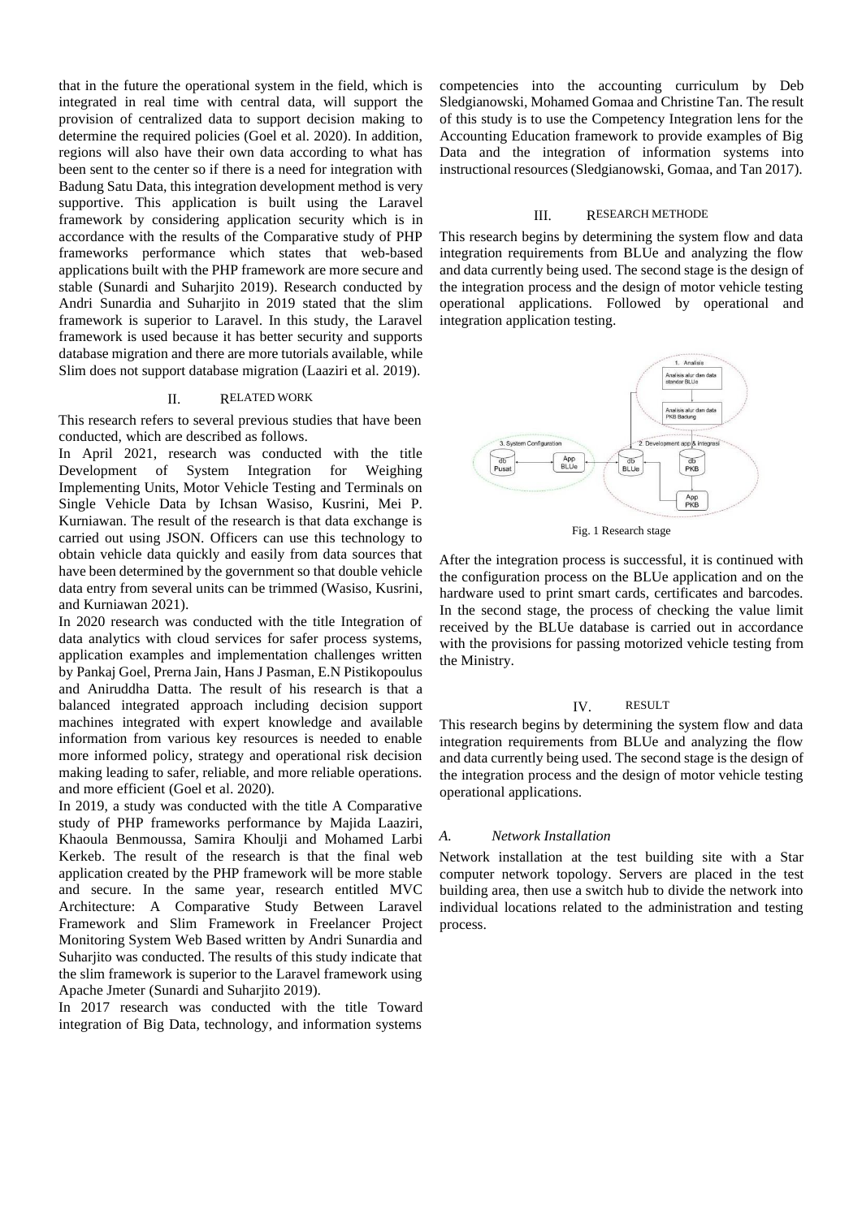that in the future the operational system in the field, which is integrated in real time with central data, will support the provision of centralized data to support decision making to determine the required policies (Goel et al. 2020). In addition, regions will also have their own data according to what has been sent to the center so if there is a need for integration with Badung Satu Data, this integration development method is very supportive. This application is built using the Laravel framework by considering application security which is in accordance with the results of the Comparative study of PHP frameworks performance which states that web-based applications built with the PHP framework are more secure and stable (Sunardi and Suharjito 2019). Research conducted by Andri Sunardia and Suharjito in 2019 stated that the slim framework is superior to Laravel. In this study, the Laravel framework is used because it has better security and supports database migration and there are more tutorials available, while Slim does not support database migration (Laaziri et al. 2019).

## II. RELATED WORK

This research refers to several previous studies that have been conducted, which are described as follows.

In April 2021, research was conducted with the title Development of System Integration for Weighing Implementing Units, Motor Vehicle Testing and Terminals on Single Vehicle Data by Ichsan Wasiso, Kusrini, Mei P. Kurniawan. The result of the research is that data exchange is carried out using JSON. Officers can use this technology to obtain vehicle data quickly and easily from data sources that have been determined by the government so that double vehicle data entry from several units can be trimmed (Wasiso, Kusrini, and Kurniawan 2021).

In 2020 research was conducted with the title Integration of data analytics with cloud services for safer process systems, application examples and implementation challenges written by Pankaj Goel, Prerna Jain, Hans J Pasman, E.N Pistikopoulus and Aniruddha Datta. The result of his research is that a balanced integrated approach including decision support machines integrated with expert knowledge and available information from various key resources is needed to enable more informed policy, strategy and operational risk decision making leading to safer, reliable, and more reliable operations. and more efficient (Goel et al. 2020).

In 2019, a study was conducted with the title A Comparative study of PHP frameworks performance by Majida Laaziri, Khaoula Benmoussa, Samira Khoulji and Mohamed Larbi Kerkeb. The result of the research is that the final web application created by the PHP framework will be more stable and secure. In the same year, research entitled MVC Architecture: A Comparative Study Between Laravel Framework and Slim Framework in Freelancer Project Monitoring System Web Based written by Andri Sunardia and Suharjito was conducted. The results of this study indicate that the slim framework is superior to the Laravel framework using Apache Jmeter (Sunardi and Suharjito 2019).

In 2017 research was conducted with the title Toward integration of Big Data, technology, and information systems competencies into the accounting curriculum by Deb Sledgianowski, Mohamed Gomaa and Christine Tan. The result of this study is to use the Competency Integration lens for the Accounting Education framework to provide examples of Big Data and the integration of information systems into instructional resources (Sledgianowski, Gomaa, and Tan 2017).

## III. RESEARCH METHODE

This research begins by determining the system flow and data integration requirements from BLUe and analyzing the flow and data currently being used. The second stage is the design of the integration process and the design of motor vehicle testing operational applications. Followed by operational and integration application testing.

Fig. 1 Research stage

After the integration process is successful, it is continued with the configuration process on the BLUe application and on the hardware used to print smart cards, certificates and barcodes. In the second stage, the process of checking the value limit received by the BLUe database is carried out in accordance with the provisions for passing motorized vehicle testing from the Ministry.

## IV. RESULT

This research begins by determining the system flow and data integration requirements from BLUe and analyzing the flow and data currently being used. The second stage is the design of the integration process and the design of motor vehicle testing operational applications.

### A. *Network Installation*

Network installation at the test building site with a Star computer network topology. Servers are placed in the test building area, then use a switch hub to divide the network into individual locations related to the administration and testing process.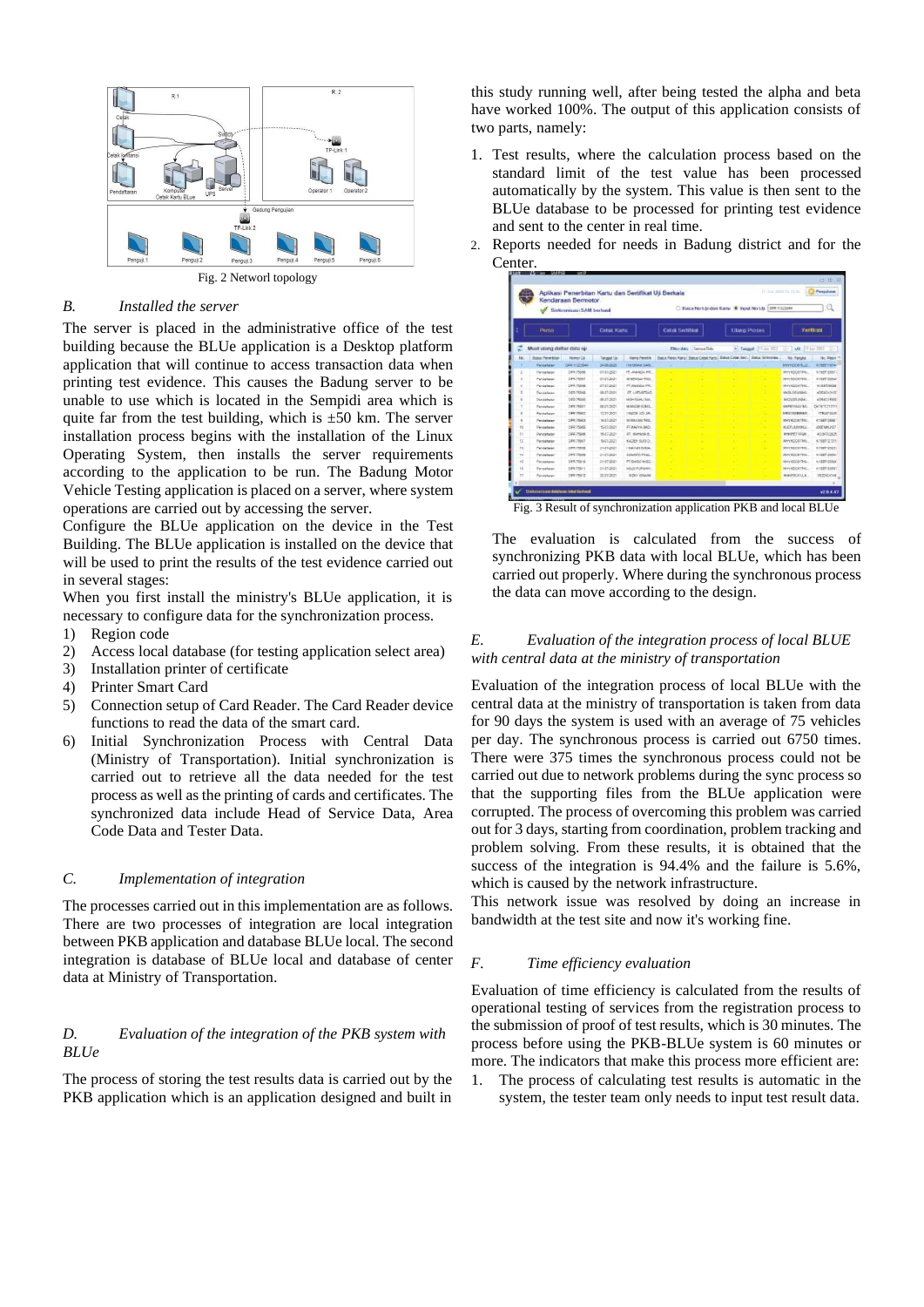Fig. 2 Networl topology

### B. Installed the server

The server is placed in the administrative office of the test building because the BLUe application is a Desktop platform application that will continue to access transaction data when printing test evidence. This causes the Badung server to be unable to use which is located in the Sempidi area which is quite far from the test building, which is ±50 km. The server installation process begins with the installation of the Linux Operating System, then installs the server requirements according to the application to be run. The Badung Motor Vehicle Testing application is placed on a server, where system operations are carried out by accessing the server.

Configure the BLUe application on the device in the Test Building. The BLUe application is installed on the device that will be used to print the results of the test evidence carried out in several stages:

When you first install the ministry's BLUe application, it is necessary to configure data for the synchronization process.

1) Region code
2) Access local database (for testing application select area)
3) Installation printer of certificate
4) Printer Smart Card
5) Connection setup of Card Reader. The Card Reader device functions to read the data of the smart card.
6) Initial Synchronization Process with Central Data (Ministry of Transportation). Initial synchronization is carried out to retrieve all the data needed for the test process as well as the printing of cards and certificates. The synchronized data include Head of Service Data, Area Code Data and Tester Data.

### C. Implementation of integration

The processes carried out in this implementation are as follows. There are two processes of integration are local integration between PKB application and database BLUe local. The second integration is database of BLUe local and database of center data at Ministry of Transportation.

### D. Evaluation of the integration of the PKB system with BLUe

The process of storing the test results data is carried out by the PKB application which is an application designed and built in this study running well, after being tested the alpha and beta have worked 100%. The output of this application consists of two parts, namely:

1. Test results, where the calculation process based on the standard limit of the test value has been processed automatically by the system. This value is then sent to the BLUe database to be processed for printing test evidence and sent to the center in real time.
2. Reports needed for needs in Badung district and for the Center.

Fig. 3 Result of synchronization application PKB and local BLUe

The evaluation is calculated from the success of synchronizing PKB data with local BLUe, which has been carried out properly. Where during the synchronous process the data can move according to the design.

### E. Evaluation of the integration process of local BLUE with central data at the ministry of transportation

Evaluation of the integration process of local BLUe with the central data at the ministry of transportation is taken from data for 90 days the system is used with an average of 75 vehicles per day. The synchronous process is carried out 6750 times. There were 375 times the synchronous process could not be carried out due to network problems during the sync process so that the supporting files from the BLUe application were corrupted. The process of overcoming this problem was carried out for 3 days, starting from coordination, problem tracking and problem solving. From these results, it is obtained that the success of the integration is 94.4% and the failure is 5.6%, which is caused by the network infrastructure.

This network issue was resolved by doing an increase in bandwidth at the test site and now it's working fine.

### F. Time efficiency evaluation

Evaluation of time efficiency is calculated from the results of operational testing of services from the registration process to the submission of proof of test results, which is 30 minutes. The process before using the PKB-BLUe system is 60 minutes or more. The indicators that make this process more efficient are:

1. The process of calculating test results is automatic in the system, the tester team only needs to input test result data.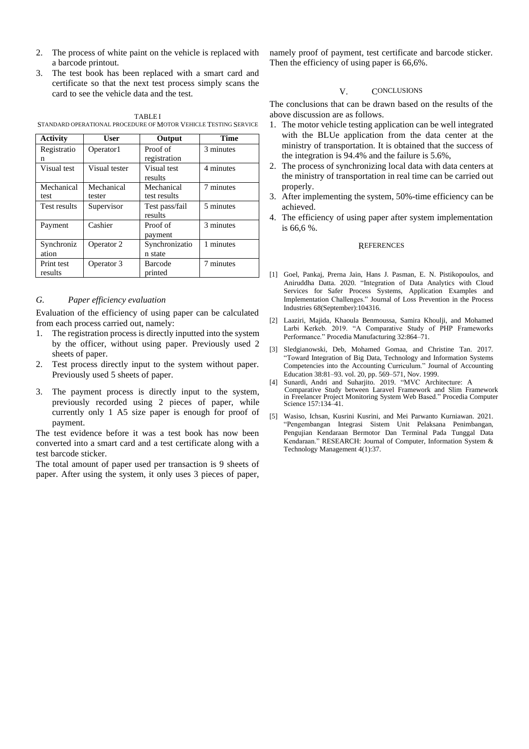2. The process of white paint on the vehicle is replaced with a barcode printout.
3. The test book has been replaced with a smart card and certificate so that the next test process simply scans the card to see the vehicle data and the test.

TABLE I
STANDARD OPERATIONAL PROCEDURE OF MOTOR VEHICLE TESTING SERVICE

| Activity | User | Output | Time |
|---|---|---|---|
| Registration | Operator1 | Proof of registration | 3 minutes |
| Visual test | Visual tester | Visual test results | 4 minutes |
| Mechanical test | Mechanical tester | Mechanical test results | 7 minutes |
| Test results | Supervisor | Test pass/fail results | 5 minutes |
| Payment | Cashier | Proof of payment | 3 minutes |
| Synchronization | Operator 2 | Synchronization state | 1 minutes |
| Print test results | Operator 3 | Barcode printed | 7 minutes |

### *G. Paper efficiency evaluation*

Evaluation of the efficiency of using paper can be calculated from each process carried out, namely:

1. The registration process is directly inputted into the system by the officer, without using paper. Previously used 2 sheets of paper.
2. Test process directly input to the system without paper. Previously used 5 sheets of paper.
3. The payment process is directly input to the system, previously recorded using 2 pieces of paper, while currently only 1 A5 size paper is enough for proof of payment.

The test evidence before it was a test book has now been converted into a smart card and a test certificate along with a test barcode sticker.

The total amount of paper used per transaction is 9 sheets of paper. After using the system, it only uses 3 pieces of paper, namely proof of payment, test certificate and barcode sticker. Then the efficiency of using paper is 66,6%.

## V. CONCLUSIONS

The conclusions that can be drawn based on the results of the above discussion are as follows.

1. The motor vehicle testing application can be well integrated with the BLUe application from the data center at the ministry of transportation. It is obtained that the success of the integration is 94.4% and the failure is 5.6%,
2. The process of synchronizing local data with data centers at the ministry of transportation in real time can be carried out properly.
3. After implementing the system, 50%-time efficiency can be achieved.
4. The efficiency of using paper after system implementation is 66,6 %.

## REFERENCES

[1] Goel, Pankaj, Prerna Jain, Hans J. Pasman, E. N. Pistikopoulos, and Aniruddha Datta. 2020. "Integration of Data Analytics with Cloud Services for Safer Process Systems, Application Examples and Implementation Challenges." Journal of Loss Prevention in the Process Industries 68(September):104316.

[2] Laaziri, Majida, Khaoula Benmoussa, Samira Khoulji, and Mohamed Larbi Kerkeb. 2019. "A Comparative Study of PHP Frameworks Performance." Procedia Manufacturing 32:864–71.

[3] Sledgianowski, Deb, Mohamed Gomaa, and Christine Tan. 2017. "Toward Integration of Big Data, Technology and Information Systems Competencies into the Accounting Curriculum." Journal of Accounting Education 38:81–93. vol. 20, pp. 569–571, Nov. 1999.

[4] Sunardi, Andri and Suharjito. 2019. "MVC Architecture: A Comparative Study between Laravel Framework and Slim Framework in Freelancer Project Monitoring System Web Based." Procedia Computer Science 157:134–41.

[5] Wasiso, Ichsan, Kusrini Kusrini, and Mei Parwanto Kurniawan. 2021. "Pengembangan Integrasi Sistem Unit Pelaksana Penimbangan, Pengujian Kendaraan Bermotor Dan Terminal Pada Tunggal Data Kendaraan." RESEARCH: Journal of Computer, Information System & Technology Management 4(1):37.